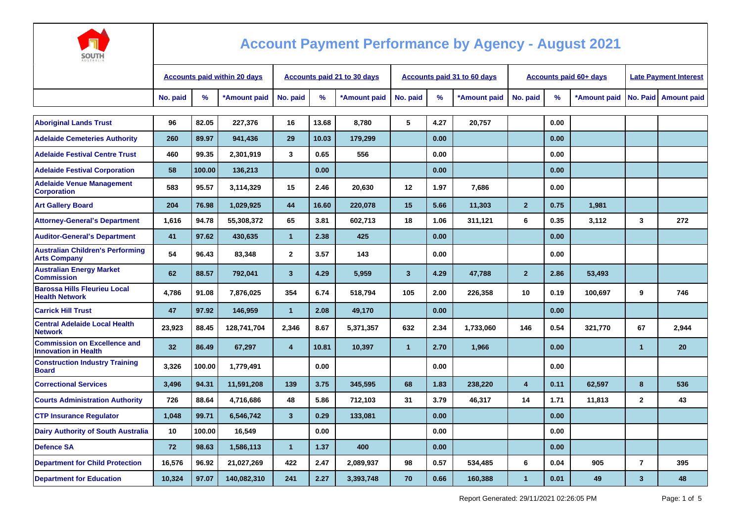# Account Payment Performance by Agency - August 2021

| | Accounts paid within 20 days | | | Accounts paid 21 to 30 days | | | Accounts paid 31 to 60 days | | | Accounts paid 60+ days | | | Late Payment Interest | |
|---|---|---|---|---|---|---|---|---|---|---|---|---|---|---|
| | No. paid | % | *Amount paid | No. paid | % | *Amount paid | No. paid | % | *Amount paid | No. paid | % | *Amount paid | No. Paid | Amount paid |
| Aboriginal Lands Trust | 96 | 82.05 | 227,376 | 16 | 13.68 | 8,780 | 5 | 4.27 | 20,757 | | 0.00 | | | |
| Adelaide Cemeteries Authority | 260 | 89.97 | 941,436 | 29 | 10.03 | 179,299 | | 0.00 | | | 0.00 | | | |
| Adelaide Festival Centre Trust | 460 | 99.35 | 2,301,919 | 3 | 0.65 | 556 | | 0.00 | | | 0.00 | | | |
| Adelaide Festival Corporation | 58 | 100.00 | 136,213 | | 0.00 | | | 0.00 | | | 0.00 | | | |
| Adelaide Venue Management Corporation | 583 | 95.57 | 3,114,329 | 15 | 2.46 | 20,630 | 12 | 1.97 | 7,686 | | 0.00 | | | |
| Art Gallery Board | 204 | 76.98 | 1,029,925 | 44 | 16.60 | 220,078 | 15 | 5.66 | 11,303 | 2 | 0.75 | 1,981 | | |
| Attorney-General's Department | 1,616 | 94.78 | 55,308,372 | 65 | 3.81 | 602,713 | 18 | 1.06 | 311,121 | 6 | 0.35 | 3,112 | 3 | 272 |
| Auditor-General's Department | 41 | 97.62 | 430,635 | 1 | 2.38 | 425 | | 0.00 | | | 0.00 | | | |
| Australian Children's Performing Arts Company | 54 | 96.43 | 83,348 | 2 | 3.57 | 143 | | 0.00 | | | 0.00 | | | |
| Australian Energy Market Commission | 62 | 88.57 | 792,041 | 3 | 4.29 | 5,959 | 3 | 4.29 | 47,788 | 2 | 2.86 | 53,493 | | |
| Barossa Hills Fleurieu Local Health Network | 4,786 | 91.08 | 7,876,025 | 354 | 6.74 | 518,794 | 105 | 2.00 | 226,358 | 10 | 0.19 | 100,697 | 9 | 746 |
| Carrick Hill Trust | 47 | 97.92 | 146,959 | 1 | 2.08 | 49,170 | | 0.00 | | | 0.00 | | | |
| Central Adelaide Local Health Network | 23,923 | 88.45 | 128,741,704 | 2,346 | 8.67 | 5,371,357 | 632 | 2.34 | 1,733,060 | 146 | 0.54 | 321,770 | 67 | 2,944 |
| Commission on Excellence and Innovation in Health | 32 | 86.49 | 67,297 | 4 | 10.81 | 10,397 | 1 | 2.70 | 1,966 | | 0.00 | | 1 | 20 |
| Construction Industry Training Board | 3,326 | 100.00 | 1,779,491 | | 0.00 | | | 0.00 | | | 0.00 | | | |
| Correctional Services | 3,496 | 94.31 | 11,591,208 | 139 | 3.75 | 345,595 | 68 | 1.83 | 238,220 | 4 | 0.11 | 62,597 | 8 | 536 |
| Courts Administration Authority | 726 | 88.64 | 4,716,686 | 48 | 5.86 | 712,103 | 31 | 3.79 | 46,317 | 14 | 1.71 | 11,813 | 2 | 43 |
| CTP Insurance Regulator | 1,048 | 99.71 | 6,546,742 | 3 | 0.29 | 133,081 | | 0.00 | | | 0.00 | | | |
| Dairy Authority of South Australia | 10 | 100.00 | 16,549 | | 0.00 | | | 0.00 | | | 0.00 | | | |
| Defence SA | 72 | 98.63 | 1,586,113 | 1 | 1.37 | 400 | | 0.00 | | | 0.00 | | | |
| Department for Child Protection | 16,576 | 96.92 | 21,027,269 | 422 | 2.47 | 2,089,937 | 98 | 0.57 | 534,485 | 6 | 0.04 | 905 | 7 | 395 |
| Department for Education | 10,324 | 97.07 | 140,082,310 | 241 | 2.27 | 3,393,748 | 70 | 0.66 | 160,388 | 1 | 0.01 | 49 | 3 | 48 |

Report Generated: 29/11/2021 02:26:05 PM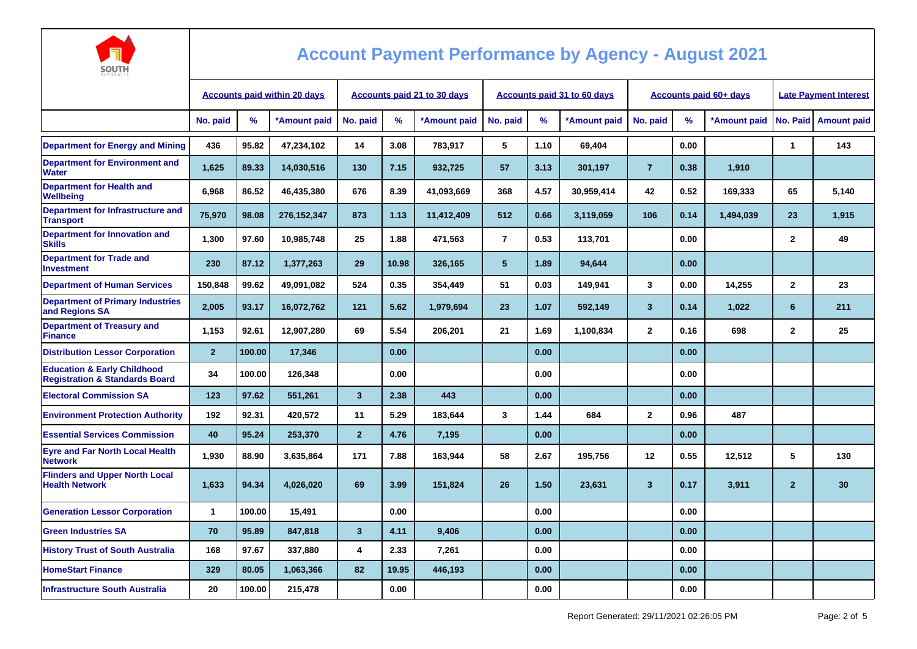# Account Payment Performance by Agency - August 2021

| | Accounts paid within 20 days | | | Accounts paid 21 to 30 days | | | Accounts paid 31 to 60 days | | | Accounts paid 60+ days | | | Late Payment Interest | |
|---|---|---|---|---|---|---|---|---|---|---|---|---|---|---|
| | No. paid | % | *Amount paid | No. paid | % | *Amount paid | No. paid | % | *Amount paid | No. paid | % | *Amount paid | No. Paid | Amount paid |
| Department for Energy and Mining | 436 | 95.82 | 47,234,102 | 14 | 3.08 | 783,917 | 5 | 1.10 | 69,404 | | 0.00 | | 1 | 143 |
| Department for Environment and Water | 1,625 | 89.33 | 14,030,516 | 130 | 7.15 | 932,725 | 57 | 3.13 | 301,197 | 7 | 0.38 | 1,910 | | |
| Department for Health and Wellbeing | 6,968 | 86.52 | 46,435,380 | 676 | 8.39 | 41,093,669 | 368 | 4.57 | 30,959,414 | 42 | 0.52 | 169,333 | 65 | 5,140 |
| Department for Infrastructure and Transport | 75,970 | 98.08 | 276,152,347 | 873 | 1.13 | 11,412,409 | 512 | 0.66 | 3,119,059 | 106 | 0.14 | 1,494,039 | 23 | 1,915 |
| Department for Innovation and Skills | 1,300 | 97.60 | 10,985,748 | 25 | 1.88 | 471,563 | 7 | 0.53 | 113,701 | | 0.00 | | 2 | 49 |
| Department for Trade and Investment | 230 | 87.12 | 1,377,263 | 29 | 10.98 | 326,165 | 5 | 1.89 | 94,644 | | 0.00 | | | |
| Department of Human Services | 150,848 | 99.62 | 49,091,082 | 524 | 0.35 | 354,449 | 51 | 0.03 | 149,941 | 3 | 0.00 | 14,255 | 2 | 23 |
| Department of Primary Industries and Regions SA | 2,005 | 93.17 | 16,072,762 | 121 | 5.62 | 1,979,694 | 23 | 1.07 | 592,149 | 3 | 0.14 | 1,022 | 6 | 211 |
| Department of Treasury and Finance | 1,153 | 92.61 | 12,907,280 | 69 | 5.54 | 206,201 | 21 | 1.69 | 1,100,834 | 2 | 0.16 | 698 | 2 | 25 |
| Distribution Lessor Corporation | 2 | 100.00 | 17,346 | | 0.00 | | | 0.00 | | | 0.00 | | | |
| Education & Early Childhood Registration & Standards Board | 34 | 100.00 | 126,348 | | 0.00 | | | 0.00 | | | 0.00 | | | |
| Electoral Commission SA | 123 | 97.62 | 551,261 | 3 | 2.38 | 443 | | 0.00 | | | 0.00 | | | |
| Environment Protection Authority | 192 | 92.31 | 420,572 | 11 | 5.29 | 183,644 | 3 | 1.44 | 684 | 2 | 0.96 | 487 | | |
| Essential Services Commission | 40 | 95.24 | 253,370 | 2 | 4.76 | 7,195 | | 0.00 | | | 0.00 | | | |
| Eyre and Far North Local Health Network | 1,930 | 88.90 | 3,635,864 | 171 | 7.88 | 163,944 | 58 | 2.67 | 195,756 | 12 | 0.55 | 12,512 | 5 | 130 |
| Flinders and Upper North Local Health Network | 1,633 | 94.34 | 4,026,020 | 69 | 3.99 | 151,824 | 26 | 1.50 | 23,631 | 3 | 0.17 | 3,911 | 2 | 30 |
| Generation Lessor Corporation | 1 | 100.00 | 15,491 | | 0.00 | | | 0.00 | | | 0.00 | | | |
| Green Industries SA | 70 | 95.89 | 847,818 | 3 | 4.11 | 9,406 | | 0.00 | | | 0.00 | | | |
| History Trust of South Australia | 168 | 97.67 | 337,880 | 4 | 2.33 | 7,261 | | 0.00 | | | 0.00 | | | |
| HomeStart Finance | 329 | 80.05 | 1,063,366 | 82 | 19.95 | 446,193 | | 0.00 | | | 0.00 | | | |
| Infrastructure South Australia | 20 | 100.00 | 215,478 | | 0.00 | | | 0.00 | | | 0.00 | | | |

Report Generated: 29/11/2021 02:26:05 PM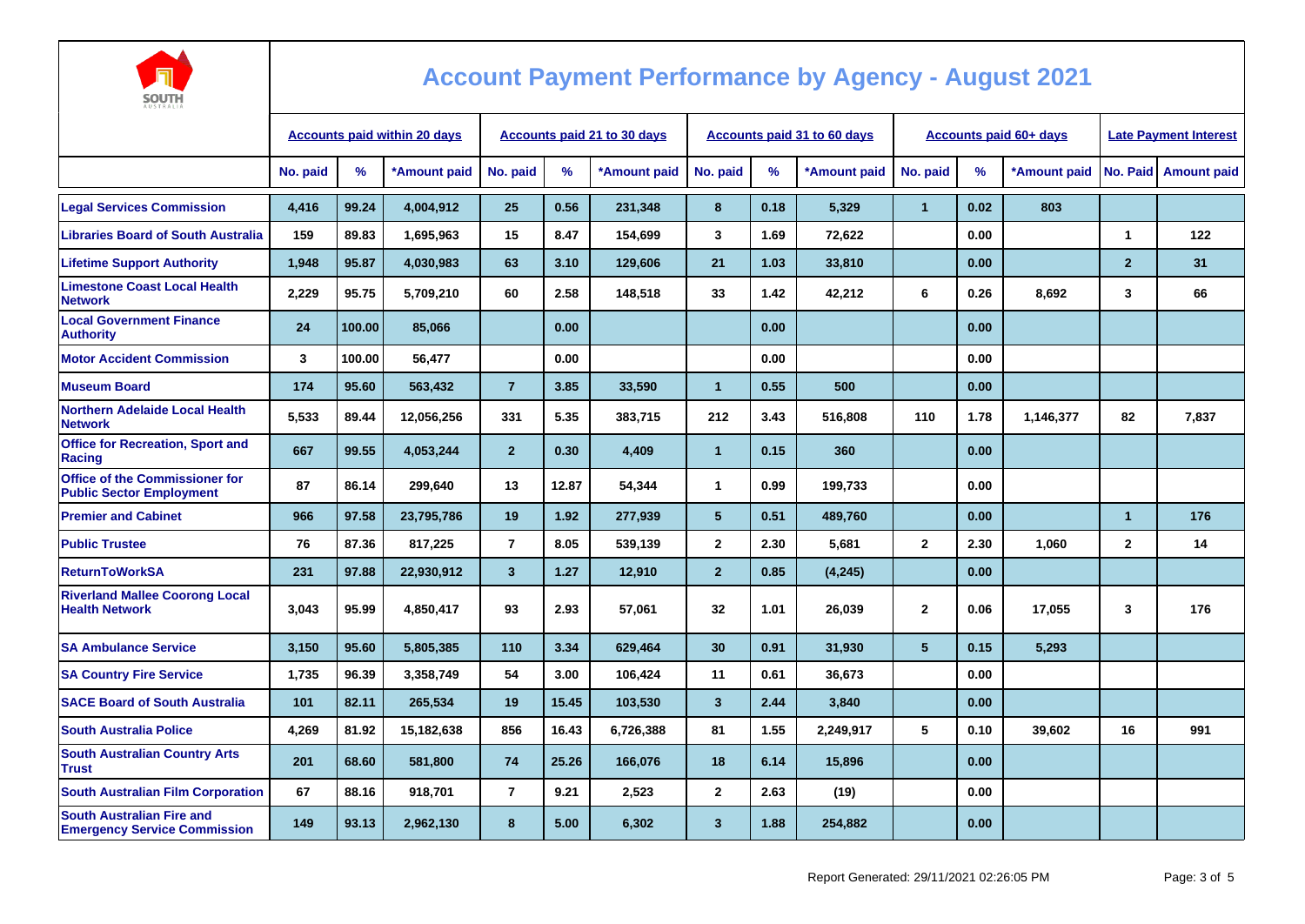# Account Payment Performance by Agency - August 2021

| | Accounts paid within 20 days | | | Accounts paid 21 to 30 days | | | Accounts paid 31 to 60 days | | | Accounts paid 60+ days | | | Late Payment Interest | |
|---|---|---|---|---|---|---|---|---|---|---|---|---|---|---|
| | No. paid | % | *Amount paid | No. paid | % | *Amount paid | No. paid | % | *Amount paid | No. paid | % | *Amount paid | No. Paid | Amount paid |
| Legal Services Commission | 4,416 | 99.24 | 4,004,912 | 25 | 0.56 | 231,348 | 8 | 0.18 | 5,329 | 1 | 0.02 | 803 | | |
| Libraries Board of South Australia | 159 | 89.83 | 1,695,963 | 15 | 8.47 | 154,699 | 3 | 1.69 | 72,622 | | 0.00 | | 1 | 122 |
| Lifetime Support Authority | 1,948 | 95.87 | 4,030,983 | 63 | 3.10 | 129,606 | 21 | 1.03 | 33,810 | | 0.00 | | 2 | 31 |
| Limestone Coast Local Health Network | 2,229 | 95.75 | 5,709,210 | 60 | 2.58 | 148,518 | 33 | 1.42 | 42,212 | 6 | 0.26 | 8,692 | 3 | 66 |
| Local Government Finance Authority | 24 | 100.00 | 85,066 | | 0.00 | | | 0.00 | | | 0.00 | | | |
| Motor Accident Commission | 3 | 100.00 | 56,477 | | 0.00 | | | 0.00 | | | 0.00 | | | |
| Museum Board | 174 | 95.60 | 563,432 | 7 | 3.85 | 33,590 | 1 | 0.55 | 500 | | 0.00 | | | |
| Northern Adelaide Local Health Network | 5,533 | 89.44 | 12,056,256 | 331 | 5.35 | 383,715 | 212 | 3.43 | 516,808 | 110 | 1.78 | 1,146,377 | 82 | 7,837 |
| Office for Recreation, Sport and Racing | 667 | 99.55 | 4,053,244 | 2 | 0.30 | 4,409 | 1 | 0.15 | 360 | | 0.00 | | | |
| Office of the Commissioner for Public Sector Employment | 87 | 86.14 | 299,640 | 13 | 12.87 | 54,344 | 1 | 0.99 | 199,733 | | 0.00 | | | |
| Premier and Cabinet | 966 | 97.58 | 23,795,786 | 19 | 1.92 | 277,939 | 5 | 0.51 | 489,760 | | 0.00 | | 1 | 176 |
| Public Trustee | 76 | 87.36 | 817,225 | 7 | 8.05 | 539,139 | 2 | 2.30 | 5,681 | 2 | 2.30 | 1,060 | 2 | 14 |
| ReturnToWorkSA | 231 | 97.88 | 22,930,912 | 3 | 1.27 | 12,910 | 2 | 0.85 | (4,245) | | 0.00 | | | |
| Riverland Mallee Coorong Local Health Network | 3,043 | 95.99 | 4,850,417 | 93 | 2.93 | 57,061 | 32 | 1.01 | 26,039 | 2 | 0.06 | 17,055 | 3 | 176 |
| SA Ambulance Service | 3,150 | 95.60 | 5,805,385 | 110 | 3.34 | 629,464 | 30 | 0.91 | 31,930 | 5 | 0.15 | 5,293 | | |
| SA Country Fire Service | 1,735 | 96.39 | 3,358,749 | 54 | 3.00 | 106,424 | 11 | 0.61 | 36,673 | | 0.00 | | | |
| SACE Board of South Australia | 101 | 82.11 | 265,534 | 19 | 15.45 | 103,530 | 3 | 2.44 | 3,840 | | 0.00 | | | |
| South Australia Police | 4,269 | 81.92 | 15,182,638 | 856 | 16.43 | 6,726,388 | 81 | 1.55 | 2,249,917 | 5 | 0.10 | 39,602 | 16 | 991 |
| South Australian Country Arts Trust | 201 | 68.60 | 581,800 | 74 | 25.26 | 166,076 | 18 | 6.14 | 15,896 | | 0.00 | | | |
| South Australian Film Corporation | 67 | 88.16 | 918,701 | 7 | 9.21 | 2,523 | 2 | 2.63 | (19) | | 0.00 | | | |
| South Australian Fire and Emergency Service Commission | 149 | 93.13 | 2,962,130 | 8 | 5.00 | 6,302 | 3 | 1.88 | 254,882 | | 0.00 | | | |

Report Generated: 29/11/2021 02:26:05 PM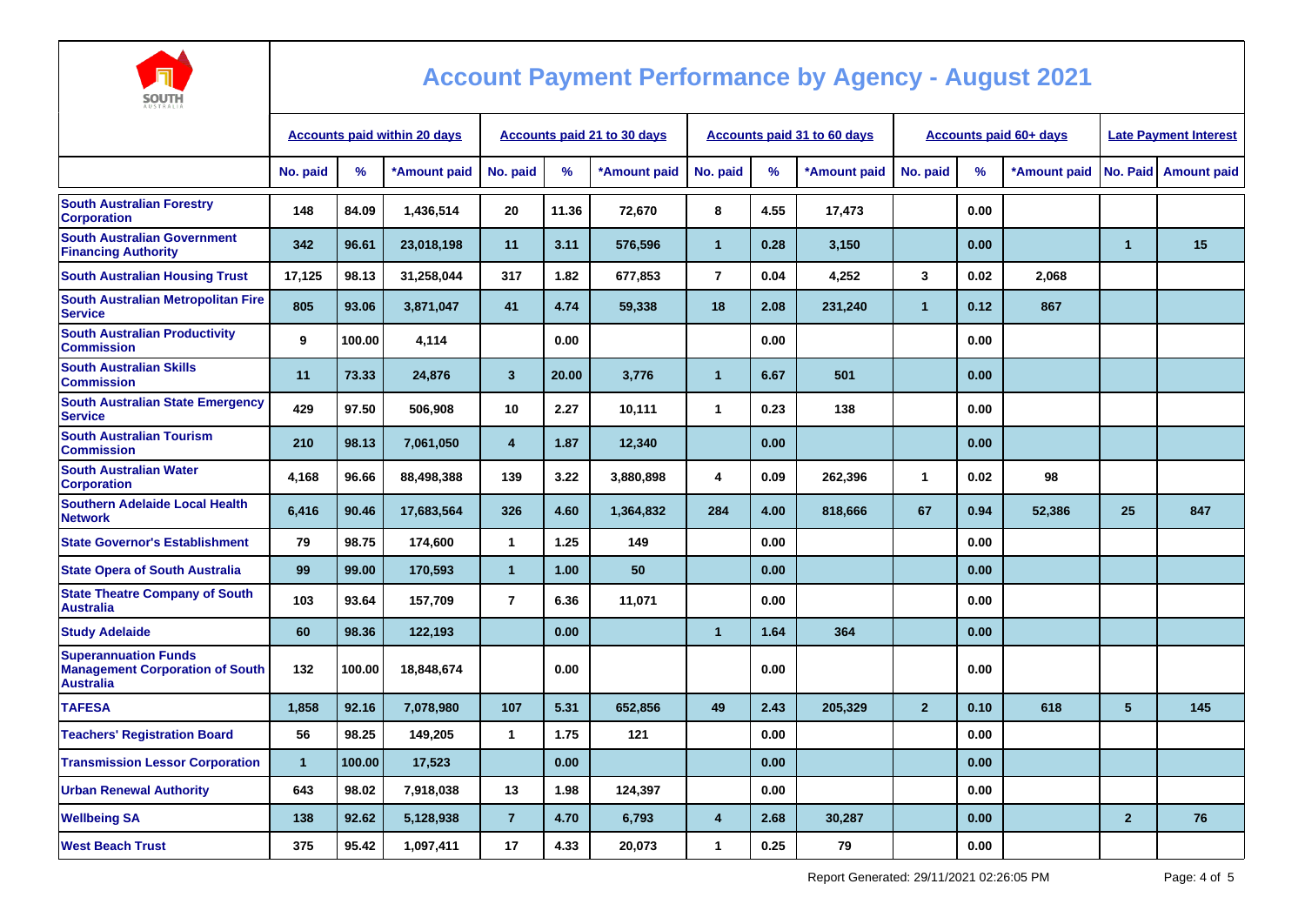# Account Payment Performance by Agency - August 2021

| | Accounts paid within 20 days | | | Accounts paid 21 to 30 days | | | Accounts paid 31 to 60 days | | | Accounts paid 60+ days | | | Late Payment Interest | |
|---|---|---|---|---|---|---|---|---|---|---|---|---|---|---|
| | No. paid | % | *Amount paid | No. paid | % | *Amount paid | No. paid | % | *Amount paid | No. paid | % | *Amount paid | No. Paid | Amount paid |
| South Australian Forestry Corporation | 148 | 84.09 | 1,436,514 | 20 | 11.36 | 72,670 | 8 | 4.55 | 17,473 | | 0.00 | | | |
| South Australian Government Financing Authority | 342 | 96.61 | 23,018,198 | 11 | 3.11 | 576,596 | 1 | 0.28 | 3,150 | | 0.00 | | 1 | 15 |
| South Australian Housing Trust | 17,125 | 98.13 | 31,258,044 | 317 | 1.82 | 677,853 | 7 | 0.04 | 4,252 | 3 | 0.02 | 2,068 | | |
| South Australian Metropolitan Fire Service | 805 | 93.06 | 3,871,047 | 41 | 4.74 | 59,338 | 18 | 2.08 | 231,240 | 1 | 0.12 | 867 | | |
| South Australian Productivity Commission | 9 | 100.00 | 4,114 | | 0.00 | | | 0.00 | | | 0.00 | | | |
| South Australian Skills Commission | 11 | 73.33 | 24,876 | 3 | 20.00 | 3,776 | 1 | 6.67 | 501 | | 0.00 | | | |
| South Australian State Emergency Service | 429 | 97.50 | 506,908 | 10 | 2.27 | 10,111 | 1 | 0.23 | 138 | | 0.00 | | | |
| South Australian Tourism Commission | 210 | 98.13 | 7,061,050 | 4 | 1.87 | 12,340 | | 0.00 | | | 0.00 | | | |
| South Australian Water Corporation | 4,168 | 96.66 | 88,498,388 | 139 | 3.22 | 3,880,898 | 4 | 0.09 | 262,396 | 1 | 0.02 | 98 | | |
| Southern Adelaide Local Health Network | 6,416 | 90.46 | 17,683,564 | 326 | 4.60 | 1,364,832 | 284 | 4.00 | 818,666 | 67 | 0.94 | 52,386 | 25 | 847 |
| State Governor's Establishment | 79 | 98.75 | 174,600 | 1 | 1.25 | 149 | | 0.00 | | | 0.00 | | | |
| State Opera of South Australia | 99 | 99.00 | 170,593 | 1 | 1.00 | 50 | | 0.00 | | | 0.00 | | | |
| State Theatre Company of South Australia | 103 | 93.64 | 157,709 | 7 | 6.36 | 11,071 | | 0.00 | | | 0.00 | | | |
| Study Adelaide | 60 | 98.36 | 122,193 | | 0.00 | | 1 | 1.64 | 364 | | 0.00 | | | |
| Superannuation Funds Management Corporation of South Australia | 132 | 100.00 | 18,848,674 | | 0.00 | | | 0.00 | | | 0.00 | | | |
| TAFESA | 1,858 | 92.16 | 7,078,980 | 107 | 5.31 | 652,856 | 49 | 2.43 | 205,329 | 2 | 0.10 | 618 | 5 | 145 |
| Teachers' Registration Board | 56 | 98.25 | 149,205 | 1 | 1.75 | 121 | | 0.00 | | | 0.00 | | | |
| Transmission Lessor Corporation | 1 | 100.00 | 17,523 | | 0.00 | | | 0.00 | | | 0.00 | | | |
| Urban Renewal Authority | 643 | 98.02 | 7,918,038 | 13 | 1.98 | 124,397 | | 0.00 | | | 0.00 | | | |
| Wellbeing SA | 138 | 92.62 | 5,128,938 | 7 | 4.70 | 6,793 | 4 | 2.68 | 30,287 | | 0.00 | | 2 | 76 |
| West Beach Trust | 375 | 95.42 | 1,097,411 | 17 | 4.33 | 20,073 | 1 | 0.25 | 79 | | 0.00 | | | |

Report Generated: 29/11/2021 02:26:05 PM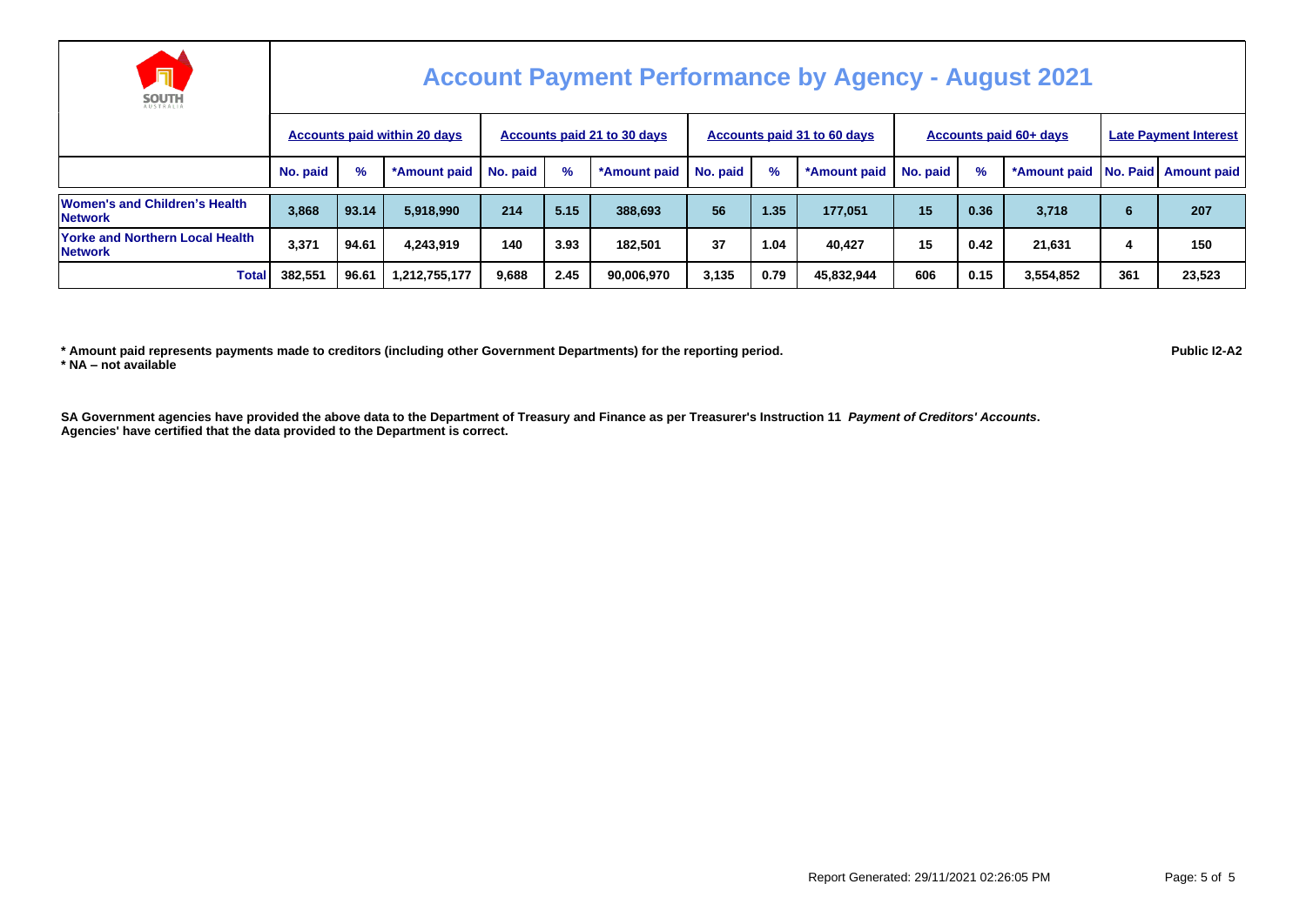# Account Payment Performance by Agency - August 2021

| | Accounts paid within 20 days | | | Accounts paid 21 to 30 days | | | Accounts paid 31 to 60 days | | | Accounts paid 60+ days | | | Late Payment Interest | |
|---|---|---|---|---|---|---|---|---|---|---|---|---|---|---|
| | No. paid | % | *Amount paid | No. paid | % | *Amount paid | No. paid | % | *Amount paid | No. paid | % | *Amount paid | No. Paid | Amount paid |
| **Women's and Children's Health Network** | 3,868 | 93.14 | 5,918,990 | 214 | 5.15 | 388,693 | 56 | 1.35 | 177,051 | 15 | 0.36 | 3,718 | 6 | 207 |
| **Yorke and Northern Local Health Network** | 3,371 | 94.61 | 4,243,919 | 140 | 3.93 | 182,501 | 37 | 1.04 | 40,427 | 15 | 0.42 | 21,631 | 4 | 150 |
| **Total** | 382,551 | 96.61 | 1,212,755,177 | 9,688 | 2.45 | 90,006,970 | 3,135 | 0.79 | 45,832,944 | 606 | 0.15 | 3,554,852 | 361 | 23,523 |

**\* Amount paid represents payments made to creditors (including other Government Departments) for the reporting period.**
**\* NA – not available**

**Public I2-A2**

**SA Government agencies have provided the above data to the Department of Treasury and Finance as per Treasurer's Instruction 11 *Payment of Creditors' Accounts*.**
**Agencies' have certified that the data provided to the Department is correct.**

Report Generated: 29/11/2021 02:26:05 PM